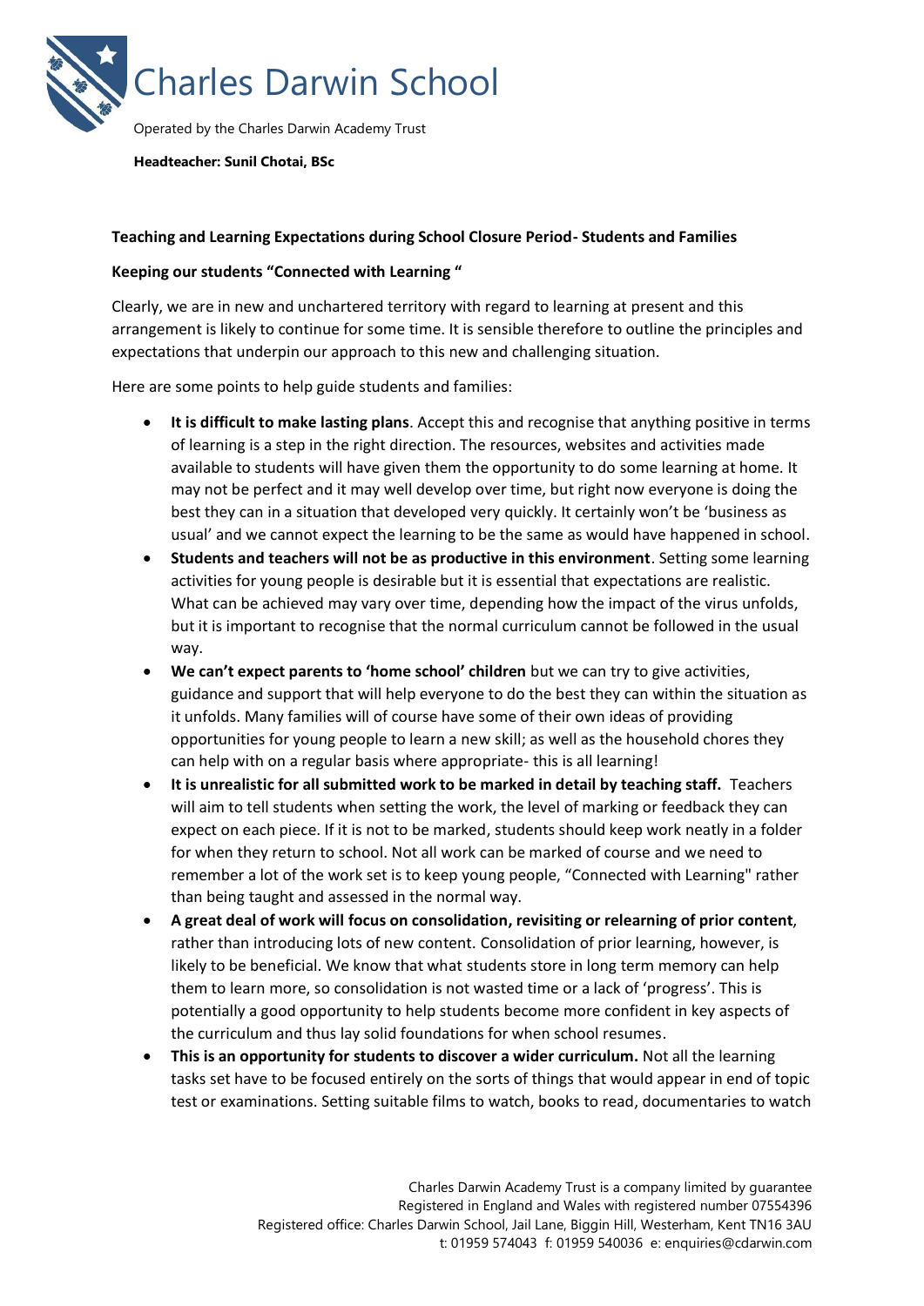# Charles Darwin School

Operated by the Charles Darwin Academy Trust

**Headteacher: Sunil Chotai, BSc**

**Teaching and Learning Expectations during School Closure Period- Students and Families**

**Keeping our students "Connected with Learning "**

Clearly, we are in new and unchartered territory with regard to learning at present and this arrangement is likely to continue for some time. It is sensible therefore to outline the principles and expectations that underpin our approach to this new and challenging situation.

Here are some points to help guide students and families:

- **It is difficult to make lasting plans**. Accept this and recognise that anything positive in terms of learning is a step in the right direction. The resources, websites and activities made available to students will have given them the opportunity to do some learning at home. It may not be perfect and it may well develop over time, but right now everyone is doing the best they can in a situation that developed very quickly. It certainly won't be 'business as usual' and we cannot expect the learning to be the same as would have happened in school.
- **Students and teachers will not be as productive in this environment**. Setting some learning activities for young people is desirable but it is essential that expectations are realistic. What can be achieved may vary over time, depending how the impact of the virus unfolds, but it is important to recognise that the normal curriculum cannot be followed in the usual way.
- **We can't expect parents to 'home school' children** but we can try to give activities, guidance and support that will help everyone to do the best they can within the situation as it unfolds. Many families will of course have some of their own ideas of providing opportunities for young people to learn a new skill; as well as the household chores they can help with on a regular basis where appropriate- this is all learning!
- **It is unrealistic for all submitted work to be marked in detail by teaching staff.** Teachers will aim to tell students when setting the work, the level of marking or feedback they can expect on each piece. If it is not to be marked, students should keep work neatly in a folder for when they return to school. Not all work can be marked of course and we need to remember a lot of the work set is to keep young people, "Connected with Learning" rather than being taught and assessed in the normal way.
- **A great deal of work will focus on consolidation, revisiting or relearning of prior content**, rather than introducing lots of new content. Consolidation of prior learning, however, is likely to be beneficial. We know that what students store in long term memory can help them to learn more, so consolidation is not wasted time or a lack of 'progress'. This is potentially a good opportunity to help students become more confident in key aspects of the curriculum and thus lay solid foundations for when school resumes.
- **This is an opportunity for students to discover a wider curriculum.** Not all the learning tasks set have to be focused entirely on the sorts of things that would appear in end of topic test or examinations. Setting suitable films to watch, books to read, documentaries to watch

Charles Darwin Academy Trust is a company limited by guarantee
Registered in England and Wales with registered number 07554396
Registered office: Charles Darwin School, Jail Lane, Biggin Hill, Westerham, Kent TN16 3AU
t: 01959 574043 f: 01959 540036 e: enquiries@cdarwin.com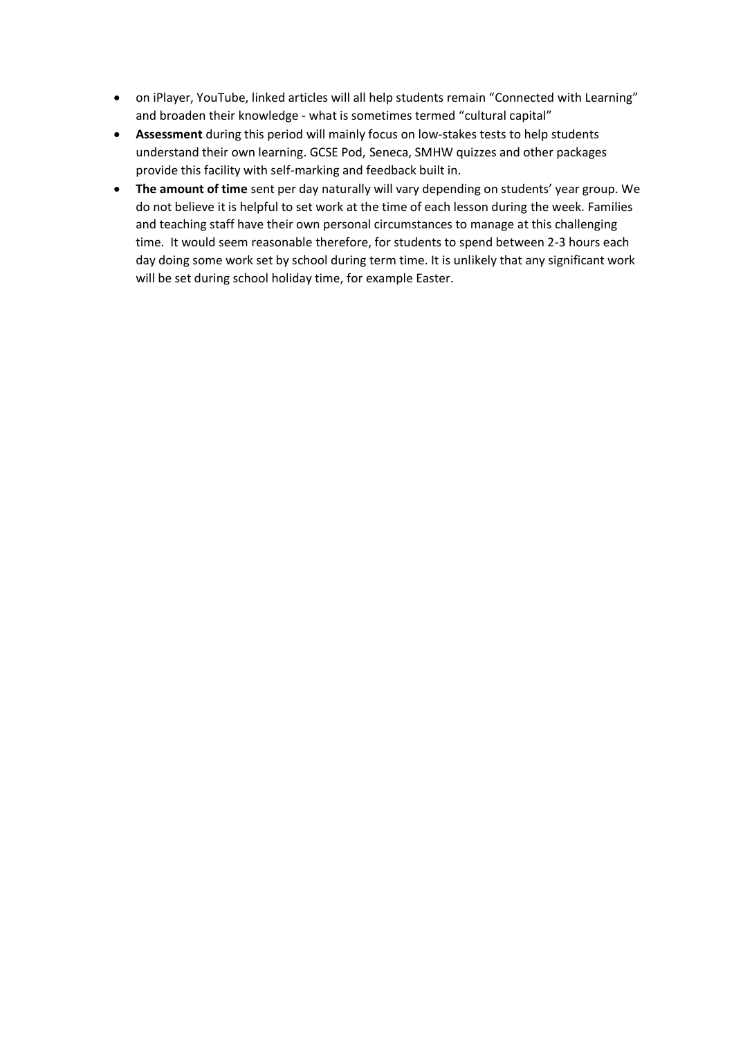- on iPlayer, YouTube, linked articles will all help students remain "Connected with Learning" and broaden their knowledge - what is sometimes termed "cultural capital"
- **Assessment** during this period will mainly focus on low-stakes tests to help students understand their own learning. GCSE Pod, Seneca, SMHW quizzes and other packages provide this facility with self-marking and feedback built in.
- **The amount of time** sent per day naturally will vary depending on students' year group. We do not believe it is helpful to set work at the time of each lesson during the week. Families and teaching staff have their own personal circumstances to manage at this challenging time. It would seem reasonable therefore, for students to spend between 2-3 hours each day doing some work set by school during term time. It is unlikely that any significant work will be set during school holiday time, for example Easter.